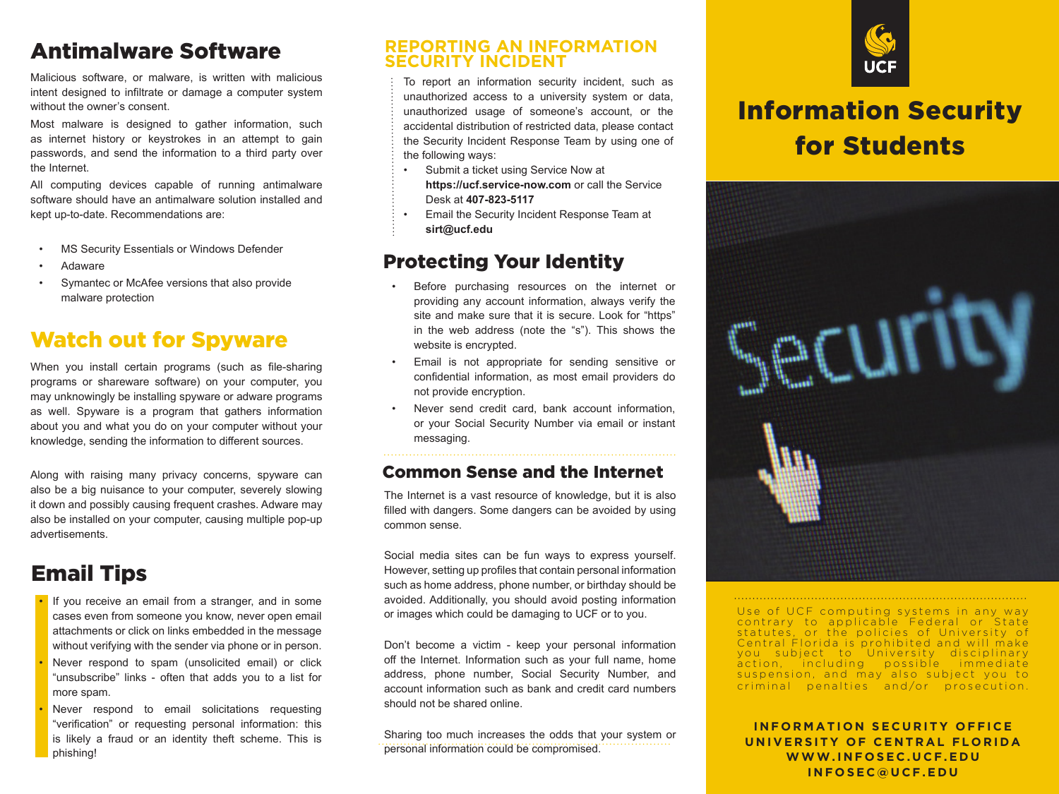## Antimalware Software

Malicious software, or malware, is written with malicious intent designed to infiltrate or damage a computer system without the owner's consent.

Most malware is designed to gather information, such as internet history or keystrokes in an attempt to gain passwords, and send the information to a third party over the Internet.

All computing devices capable of running antimalware software should have an antimalware solution installed and kept up-to-date. Recommendations are:

- MS Security Essentials or Windows Defender
- Adaware
- Symantec or McAfee versions that also provide malware protection

## Watch out for Spyware

When you install certain programs (such as file-sharing programs or shareware software) on your computer, you may unknowingly be installing spyware or adware programs as well. Spyware is a program that gathers information about you and what you do on your computer without your knowledge, sending the information to different sources.

Along with raising many privacy concerns, spyware can also be a big nuisance to your computer, severely slowing it down and possibly causing frequent crashes. Adware may also be installed on your computer, causing multiple pop-up advertisements.

## Email Tips

- If you receive an email from a stranger, and in some cases even from someone you know, never open email attachments or click on links embedded in the message without verifying with the sender via phone or in person.
- Never respond to spam (unsolicited email) or click "unsubscribe" links - often that adds you to a list for more spam.
- Never respond to email solicitations requesting "verification" or requesting personal information: this is likely a fraud or an identity theft scheme. This is phishing!

## REPORTING AN INFORMATION SECURITY INCIDENT

To report an information security incident, such as unauthorized access to a university system or data, unauthorized usage of someone's account, or the accidental distribution of restricted data, please contact the Security Incident Response Team by using one of the following ways:

- Submit a ticket using Service Now at **https://ucf.service-now.com** or call the Service Desk at **407-823-5117**
- Email the Security Incident Response Team at **sirt@ucf.edu**

## Protecting Your Identity

- Before purchasing resources on the internet or providing any account information, always verify the site and make sure that it is secure. Look for "https" in the web address (note the "s"). This shows the website is encrypted.
- Email is not appropriate for sending sensitive or confidential information, as most email providers do not provide encryption.
- Never send credit card, bank account information, or your Social Security Number via email or instant messaging.

## Common Sense and the Internet

The Internet is a vast resource of knowledge, but it is also filled with dangers. Some dangers can be avoided by using common sense.

Social media sites can be fun ways to express yourself. However, setting up profiles that contain personal information such as home address, phone number, or birthday should be avoided. Additionally, you should avoid posting information or images which could be damaging to UCF or to you.

Don't become a victim - keep your personal information off the Internet. Information such as your full name, home address, phone number, Social Security Number, and account information such as bank and credit card numbers should not be shared online.

Sharing too much increases the odds that your system or personal information could be compromised.

UCF

# Information Security for Students

Use of UCF computing systems in any way contrary to applicable Federal or State statutes, or the policies of University of Central Florida is prohibited and will make you subject to University disciplinary action, including possible immediate suspension, and may also subject you to criminal penalties and/or prosecution.

**INFORMATION SECURITY OFFICE**
**UNIVERSITY OF CENTRAL FLORIDA**
**WWW.INFOSEC.UCF.EDU**
**INFOSEC@UCF.EDU**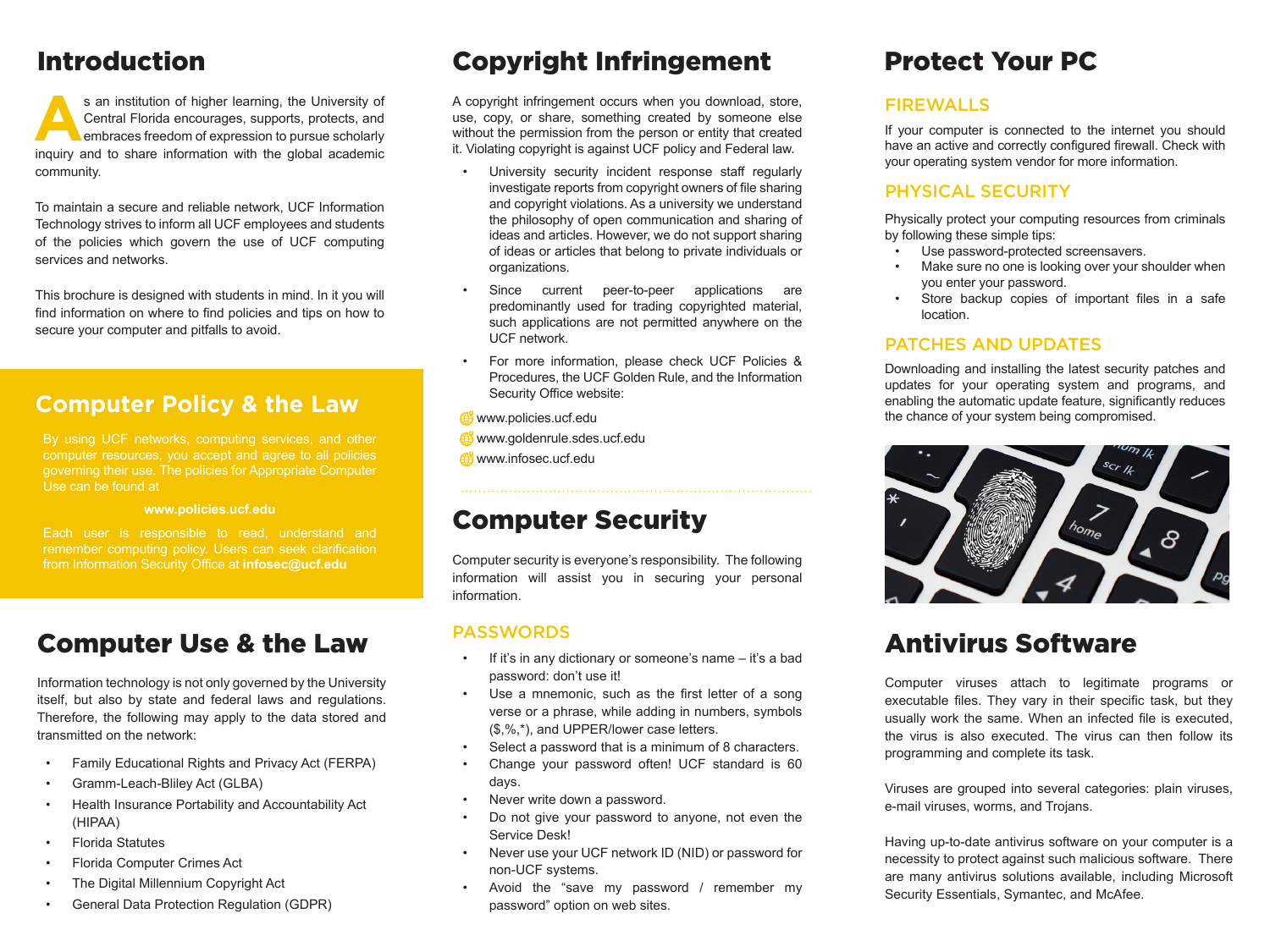# Introduction

As an institution of higher learning, the University of Central Florida encourages, supports, protects, and embraces freedom of expression to pursue scholarly inquiry and to share information with the global academic community.

To maintain a secure and reliable network, UCF Information Technology strives to inform all UCF employees and students of the policies which govern the use of UCF computing services and networks.

This brochure is designed with students in mind. In it you will find information on where to find policies and tips on how to secure your computer and pitfalls to avoid.

## Computer Policy & the Law

By using UCF networks, computing services, and other computer resources, you accept and agree to all policies governing their use. The policies for Appropriate Computer Use can be found at

**www.policies.ucf.edu**

Each user is responsible to read, understand and remember computing policy. Users can seek clarification from Information Security Office at **infosec@ucf.edu**

# Computer Use & the Law

Information technology is not only governed by the University itself, but also by state and federal laws and regulations. Therefore, the following may apply to the data stored and transmitted on the network:

- Family Educational Rights and Privacy Act (FERPA)
- Gramm-Leach-Bliley Act (GLBA)
- Health Insurance Portability and Accountability Act (HIPAA)
- Florida Statutes
- Florida Computer Crimes Act
- The Digital Millennium Copyright Act
- General Data Protection Regulation (GDPR)

# Copyright Infringement

A copyright infringement occurs when you download, store, use, copy, or share, something created by someone else without the permission from the person or entity that created it. Violating copyright is against UCF policy and Federal law.

- University security incident response staff regularly investigate reports from copyright owners of file sharing and copyright violations. As a university we understand the philosophy of open communication and sharing of ideas and articles. However, we do not support sharing of ideas or articles that belong to private individuals or organizations.
- Since current peer-to-peer applications are predominantly used for trading copyrighted material, such applications are not permitted anywhere on the UCF network.
- For more information, please check UCF Policies & Procedures, the UCF Golden Rule, and the Information Security Office website:

www.policies.ucf.edu
www.goldenrule.sdes.ucf.edu
www.infosec.ucf.edu

# Computer Security

Computer security is everyone's responsibility. The following information will assist you in securing your personal information.

## PASSWORDS

- If it's in any dictionary or someone's name – it's a bad password: don't use it!
- Use a mnemonic, such as the first letter of a song verse or a phrase, while adding in numbers, symbols ($,%,*), and UPPER/lower case letters.
- Select a password that is a minimum of 8 characters.
- Change your password often! UCF standard is 60 days.
- Never write down a password.
- Do not give your password to anyone, not even the Service Desk!
- Never use your UCF network ID (NID) or password for non-UCF systems.
- Avoid the "save my password / remember my password" option on web sites.

# Protect Your PC

## FIREWALLS

If your computer is connected to the internet you should have an active and correctly configured firewall. Check with your operating system vendor for more information.

## PHYSICAL SECURITY

Physically protect your computing resources from criminals by following these simple tips:

- Use password-protected screensavers.
- Make sure no one is looking over your shoulder when you enter your password.
- Store backup copies of important files in a safe location.

## PATCHES AND UPDATES

Downloading and installing the latest security patches and updates for your operating system and programs, and enabling the automatic update feature, significantly reduces the chance of your system being compromised.

# Antivirus Software

Computer viruses attach to legitimate programs or executable files. They vary in their specific task, but they usually work the same. When an infected file is executed, the virus is also executed. The virus can then follow its programming and complete its task.

Viruses are grouped into several categories: plain viruses, e-mail viruses, worms, and Trojans.

Having up-to-date antivirus software on your computer is a necessity to protect against such malicious software. There are many antivirus solutions available, including Microsoft Security Essentials, Symantec, and McAfee.